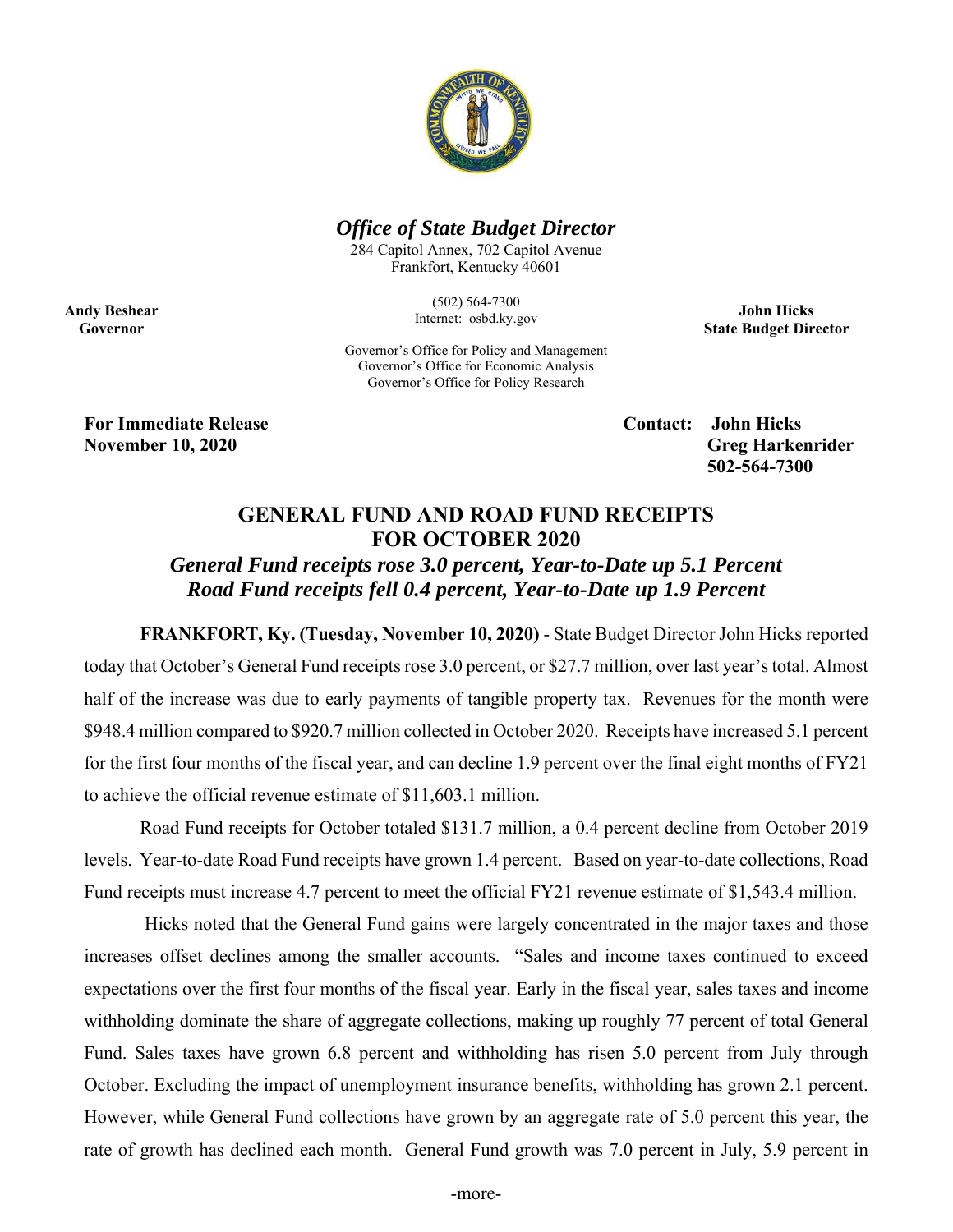*Office of State Budget Director*

284 Capitol Annex, 702 Capitol Avenue
Frankfort, Kentucky 40601

(502) 564-7300
Internet: osbd.ky.gov

Governor's Office for Policy and Management
Governor's Office for Economic Analysis
Governor's Office for Policy Research

**Andy Beshear**
**Governor**

**John Hicks**
**State Budget Director**

**For Immediate Release**
**November 10, 2020**

**Contact: John Hicks**
**Greg Harkenrider**
**502-564-7300**

## GENERAL FUND AND ROAD FUND RECEIPTS FOR OCTOBER 2020

### *General Fund receipts rose 3.0 percent, Year-to-Date up 5.1 Percent*
### *Road Fund receipts fell 0.4 percent, Year-to-Date up 1.9 Percent*

**FRANKFORT, Ky. (Tuesday, November 10, 2020)** - State Budget Director John Hicks reported today that October's General Fund receipts rose 3.0 percent, or $27.7 million, over last year's total. Almost half of the increase was due to early payments of tangible property tax. Revenues for the month were $948.4 million compared to $920.7 million collected in October 2020. Receipts have increased 5.1 percent for the first four months of the fiscal year, and can decline 1.9 percent over the final eight months of FY21 to achieve the official revenue estimate of $11,603.1 million.

Road Fund receipts for October totaled $131.7 million, a 0.4 percent decline from October 2019 levels. Year-to-date Road Fund receipts have grown 1.4 percent. Based on year-to-date collections, Road Fund receipts must increase 4.7 percent to meet the official FY21 revenue estimate of $1,543.4 million.

Hicks noted that the General Fund gains were largely concentrated in the major taxes and those increases offset declines among the smaller accounts. "Sales and income taxes continued to exceed expectations over the first four months of the fiscal year. Early in the fiscal year, sales taxes and income withholding dominate the share of aggregate collections, making up roughly 77 percent of total General Fund. Sales taxes have grown 6.8 percent and withholding has risen 5.0 percent from July through October. Excluding the impact of unemployment insurance benefits, withholding has grown 2.1 percent. However, while General Fund collections have grown by an aggregate rate of 5.0 percent this year, the rate of growth has declined each month. General Fund growth was 7.0 percent in July, 5.9 percent in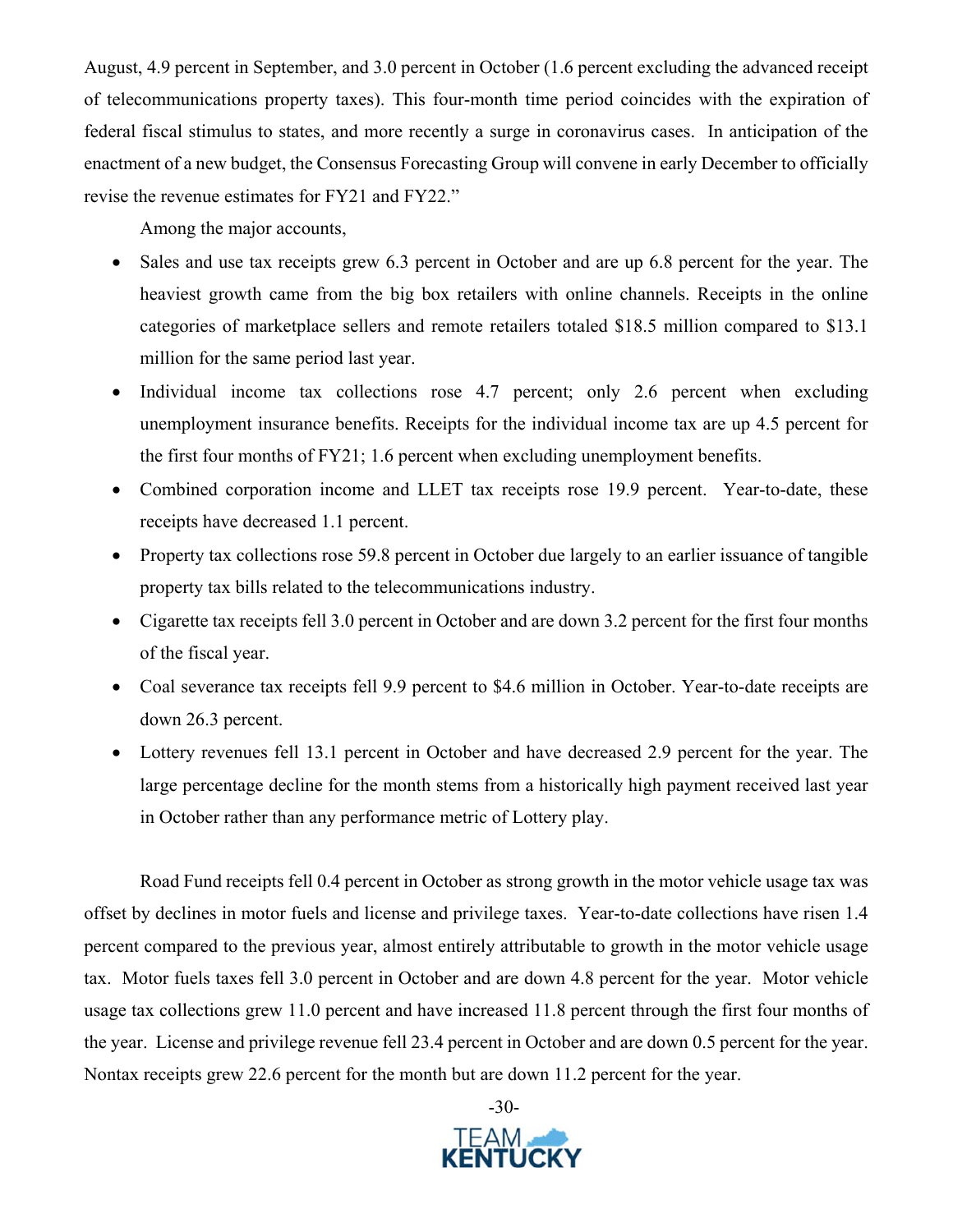August, 4.9 percent in September, and 3.0 percent in October (1.6 percent excluding the advanced receipt of telecommunications property taxes). This four-month time period coincides with the expiration of federal fiscal stimulus to states, and more recently a surge in coronavirus cases. In anticipation of the enactment of a new budget, the Consensus Forecasting Group will convene in early December to officially revise the revenue estimates for FY21 and FY22."

Among the major accounts,

- Sales and use tax receipts grew 6.3 percent in October and are up 6.8 percent for the year. The heaviest growth came from the big box retailers with online channels. Receipts in the online categories of marketplace sellers and remote retailers totaled $18.5 million compared to $13.1 million for the same period last year.
- Individual income tax collections rose 4.7 percent; only 2.6 percent when excluding unemployment insurance benefits. Receipts for the individual income tax are up 4.5 percent for the first four months of FY21; 1.6 percent when excluding unemployment benefits.
- Combined corporation income and LLET tax receipts rose 19.9 percent. Year-to-date, these receipts have decreased 1.1 percent.
- Property tax collections rose 59.8 percent in October due largely to an earlier issuance of tangible property tax bills related to the telecommunications industry.
- Cigarette tax receipts fell 3.0 percent in October and are down 3.2 percent for the first four months of the fiscal year.
- Coal severance tax receipts fell 9.9 percent to $4.6 million in October. Year-to-date receipts are down 26.3 percent.
- Lottery revenues fell 13.1 percent in October and have decreased 2.9 percent for the year. The large percentage decline for the month stems from a historically high payment received last year in October rather than any performance metric of Lottery play.

Road Fund receipts fell 0.4 percent in October as strong growth in the motor vehicle usage tax was offset by declines in motor fuels and license and privilege taxes. Year-to-date collections have risen 1.4 percent compared to the previous year, almost entirely attributable to growth in the motor vehicle usage tax. Motor fuels taxes fell 3.0 percent in October and are down 4.8 percent for the year. Motor vehicle usage tax collections grew 11.0 percent and have increased 11.8 percent through the first four months of the year. License and privilege revenue fell 23.4 percent in October and are down 0.5 percent for the year. Nontax receipts grew 22.6 percent for the month but are down 11.2 percent for the year.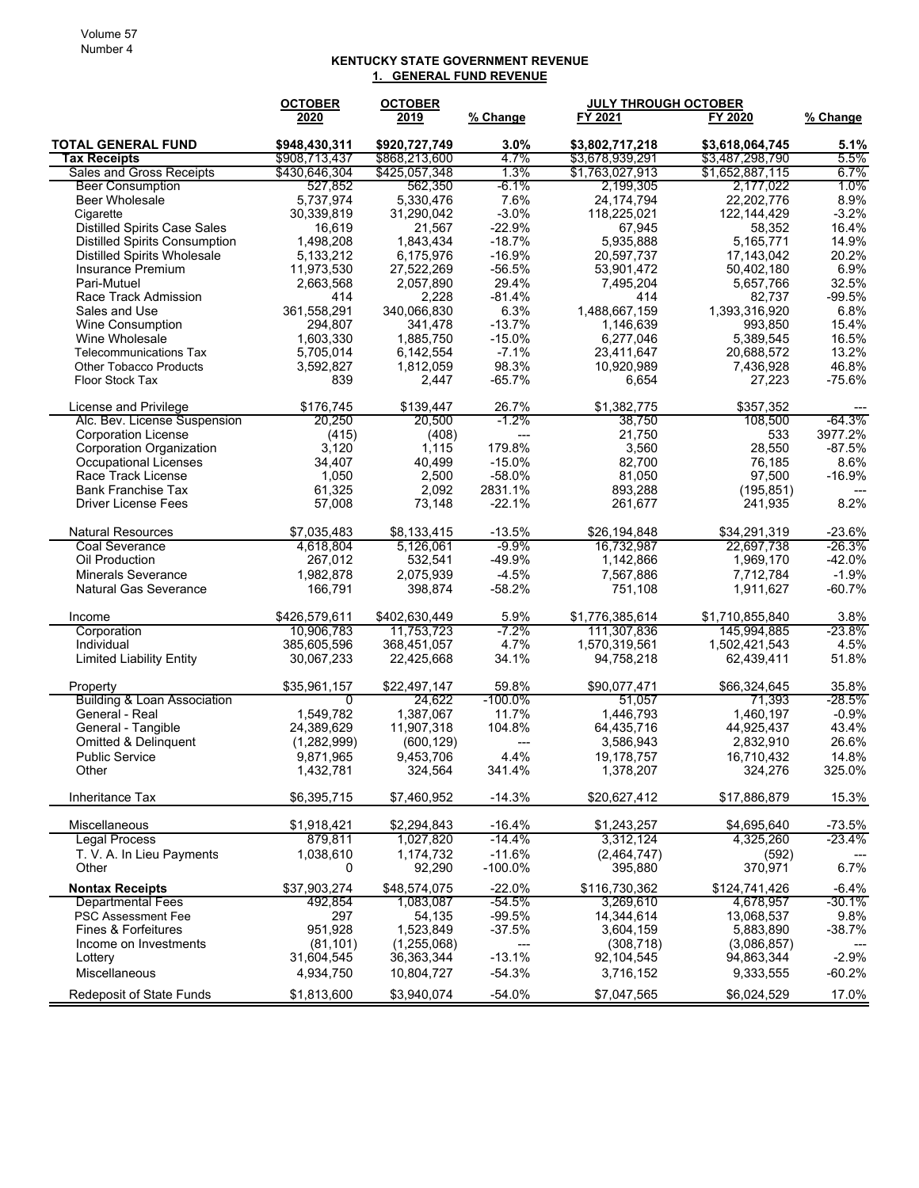# KENTUCKY STATE GOVERNMENT REVENUE

## 1. GENERAL FUND REVENUE

| | OCTOBER 2020 | OCTOBER 2019 | % Change | JULY THROUGH OCTOBER FY 2021 | FY 2020 | % Change |
|---|---|---|---|---|---|---|
| **TOTAL GENERAL FUND** | **$948,430,311** | **$920,727,749** | **3.0%** | **$3,802,717,218** | **$3,618,064,745** | **5.1%** |
| **Tax Receipts** | $908,713,437 | $868,213,600 | 4.7% | $3,678,939,291 | $3,487,298,790 | 5.5% |
| Sales and Gross Receipts | $430,646,304 | $425,057,348 | 1.3% | $1,763,027,913 | $1,652,887,115 | 6.7% |
| Beer Consumption | 527,852 | 562,350 | -6.1% | 2,199,305 | 2,177,022 | 1.0% |
| Beer Wholesale | 5,737,974 | 5,330,476 | 7.6% | 24,174,794 | 22,202,776 | 8.9% |
| Cigarette | 30,339,819 | 31,290,042 | -3.0% | 118,225,021 | 122,144,429 | -3.2% |
| Distilled Spirits Case Sales | 16,619 | 21,567 | -22.9% | 67,945 | 58,352 | 16.4% |
| Distilled Spirits Consumption | 1,498,208 | 1,843,434 | -18.7% | 5,935,888 | 5,165,771 | 14.9% |
| Distilled Spirits Wholesale | 5,133,212 | 6,175,976 | -16.9% | 20,597,737 | 17,143,042 | 20.2% |
| Insurance Premium | 11,973,530 | 27,522,269 | -56.5% | 53,901,472 | 50,402,180 | 6.9% |
| Pari-Mutuel | 2,663,568 | 2,057,890 | 29.4% | 7,495,204 | 5,657,766 | 32.5% |
| Race Track Admission | 414 | 2,228 | -81.4% | 414 | 82,737 | -99.5% |
| Sales and Use | 361,558,291 | 340,066,830 | 6.3% | 1,488,667,159 | 1,393,316,920 | 6.8% |
| Wine Consumption | 294,807 | 341,478 | -13.7% | 1,146,639 | 993,850 | 15.4% |
| Wine Wholesale | 1,603,330 | 1,885,750 | -15.0% | 6,277,046 | 5,389,545 | 16.5% |
| Telecommunications Tax | 5,705,014 | 6,142,554 | -7.1% | 23,411,647 | 20,688,572 | 13.2% |
| Other Tobacco Products | 3,592,827 | 1,812,059 | 98.3% | 10,920,989 | 7,436,928 | 46.8% |
| Floor Stock Tax | 839 | 2,447 | -65.7% | 6,654 | 27,223 | -75.6% |
| | | | | | | |
| License and Privilege | $176,745 | $139,447 | 26.7% | $1,382,775 | $357,352 | --- |
| Alc. Bev. License Suspension | 20,250 | 20,500 | -1.2% | 38,750 | 108,500 | -64.3% |
| Corporation License | (415) | (408) | --- | 21,750 | 533 | 3977.2% |
| Corporation Organization | 3,120 | 1,115 | 179.8% | 3,560 | 28,550 | -87.5% |
| Occupational Licenses | 34,407 | 40,499 | -15.0% | 82,700 | 76,185 | 8.6% |
| Race Track License | 1,050 | 2,500 | -58.0% | 81,050 | 97,500 | -16.9% |
| Bank Franchise Tax | 61,325 | 2,092 | 2831.1% | 893,288 | (195,851) | --- |
| Driver License Fees | 57,008 | 73,148 | -22.1% | 261,677 | 241,935 | 8.2% |
| | | | | | | |
| Natural Resources | $7,035,483 | $8,133,415 | -13.5% | $26,194,848 | $34,291,319 | -23.6% |
| Coal Severance | 4,618,804 | 5,126,061 | -9.9% | 16,732,987 | 22,697,738 | -26.3% |
| Oil Production | 267,012 | 532,541 | -49.9% | 1,142,866 | 1,969,170 | -42.0% |
| Minerals Severance | 1,982,878 | 2,075,939 | -4.5% | 7,567,886 | 7,712,784 | -1.9% |
| Natural Gas Severance | 166,791 | 398,874 | -58.2% | 751,108 | 1,911,627 | -60.7% |
| | | | | | | |
| Income | $426,579,611 | $402,630,449 | 5.9% | $1,776,385,614 | $1,710,855,840 | 3.8% |
| Corporation | 10,906,783 | 11,753,723 | -7.2% | 111,307,836 | 145,994,885 | -23.8% |
| Individual | 385,605,596 | 368,451,057 | 4.7% | 1,570,319,561 | 1,502,421,543 | 4.5% |
| Limited Liability Entity | 30,067,233 | 22,425,668 | 34.1% | 94,758,218 | 62,439,411 | 51.8% |
| | | | | | | |
| Property | $35,961,157 | $22,497,147 | 59.8% | $90,077,471 | $66,324,645 | 35.8% |
| Building & Loan Association | 0 | 24,622 | -100.0% | 51,057 | 71,393 | -28.5% |
| General - Real | 1,549,782 | 1,387,067 | 11.7% | 1,446,793 | 1,460,197 | -0.9% |
| General - Tangible | 24,389,629 | 11,907,318 | 104.8% | 64,435,716 | 44,925,437 | 43.4% |
| Omitted & Delinquent | (1,282,999) | (600,129) | --- | 3,586,943 | 2,832,910 | 26.6% |
| Public Service | 9,871,965 | 9,453,706 | 4.4% | 19,178,757 | 16,710,432 | 14.8% |
| Other | 1,432,781 | 324,564 | 341.4% | 1,378,207 | 324,276 | 325.0% |
| | | | | | | |
| Inheritance Tax | $6,395,715 | $7,460,952 | -14.3% | $20,627,412 | $17,886,879 | 15.3% |
| | | | | | | |
| Miscellaneous | $1,918,421 | $2,294,843 | -16.4% | $1,243,257 | $4,695,640 | -73.5% |
| Legal Process | 879,811 | 1,027,820 | -14.4% | 3,312,124 | 4,325,260 | -23.4% |
| T. V. A. In Lieu Payments | 1,038,610 | 1,174,732 | -11.6% | (2,464,747) | (592) | --- |
| Other | 0 | 92,290 | -100.0% | 395,880 | 370,971 | 6.7% |
| | | | | | | |
| **Nontax Receipts** | $37,903,274 | $48,574,075 | -22.0% | $116,730,362 | $124,741,426 | -6.4% |
| Departmental Fees | 492,854 | 1,083,087 | -54.5% | 3,269,610 | 4,678,957 | -30.1% |
| PSC Assessment Fee | 297 | 54,135 | -99.5% | 14,344,614 | 13,068,537 | 9.8% |
| Fines & Forfeitures | 951,928 | 1,523,849 | -37.5% | 3,604,159 | 5,883,890 | -38.7% |
| Income on Investments | (81,101) | (1,255,068) | --- | (308,718) | (3,086,857) | --- |
| Lottery | 31,604,545 | 36,363,344 | -13.1% | 92,104,545 | 94,863,344 | -2.9% |
| Miscellaneous | 4,934,750 | 10,804,727 | -54.3% | 3,716,152 | 9,333,555 | -60.2% |
| | | | | | | |
| Redeposit of State Funds | $1,813,600 | $3,940,074 | -54.0% | $7,047,565 | $6,024,529 | 17.0% |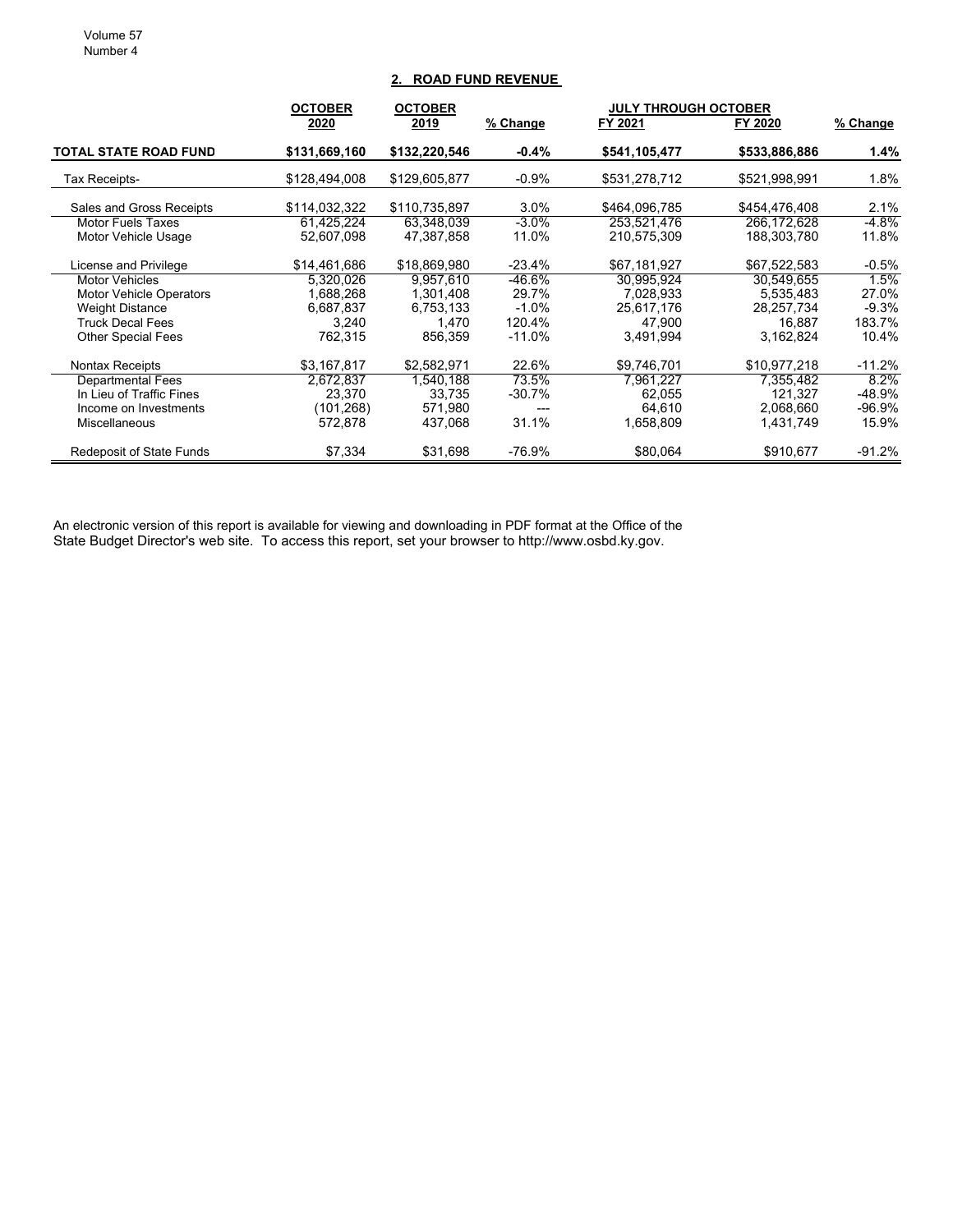## 2. ROAD FUND REVENUE

| | OCTOBER 2020 | OCTOBER 2019 | % Change | JULY THROUGH OCTOBER FY 2021 | FY 2020 | % Change |
|---|---|---|---|---|---|---|
| **TOTAL STATE ROAD FUND** | **$131,669,160** | **$132,220,546** | **-0.4%** | **$541,105,477** | **$533,886,886** | **1.4%** |
| Tax Receipts- | $128,494,008 | $129,605,877 | -0.9% | $531,278,712 | $521,998,991 | 1.8% |
| Sales and Gross Receipts | $114,032,322 | $110,735,897 | 3.0% | $464,096,785 | $454,476,408 | 2.1% |
| Motor Fuels Taxes | 61,425,224 | 63,348,039 | -3.0% | 253,521,476 | 266,172,628 | -4.8% |
| Motor Vehicle Usage | 52,607,098 | 47,387,858 | 11.0% | 210,575,309 | 188,303,780 | 11.8% |
| License and Privilege | $14,461,686 | $18,869,980 | -23.4% | $67,181,927 | $67,522,583 | -0.5% |
| Motor Vehicles | 5,320,026 | 9,957,610 | -46.6% | 30,995,924 | 30,549,655 | 1.5% |
| Motor Vehicle Operators | 1,688,268 | 1,301,408 | 29.7% | 7,028,933 | 5,535,483 | 27.0% |
| Weight Distance | 6,687,837 | 6,753,133 | -1.0% | 25,617,176 | 28,257,734 | -9.3% |
| Truck Decal Fees | 3,240 | 1,470 | 120.4% | 47,900 | 16,887 | 183.7% |
| Other Special Fees | 762,315 | 856,359 | -11.0% | 3,491,994 | 3,162,824 | 10.4% |
| Nontax Receipts | $3,167,817 | $2,582,971 | 22.6% | $9,746,701 | $10,977,218 | -11.2% |
| Departmental Fees | 2,672,837 | 1,540,188 | 73.5% | 7,961,227 | 7,355,482 | 8.2% |
| In Lieu of Traffic Fines | 23,370 | 33,735 | -30.7% | 62,055 | 121,327 | -48.9% |
| Income on Investments | (101,268) | 571,980 | --- | 64,610 | 2,068,660 | -96.9% |
| Miscellaneous | 572,878 | 437,068 | 31.1% | 1,658,809 | 1,431,749 | 15.9% |
| Redeposit of State Funds | $7,334 | $31,698 | -76.9% | $80,064 | $910,677 | -91.2% |

An electronic version of this report is available for viewing and downloading in PDF format at the Office of the State Budget Director's web site. To access this report, set your browser to http://www.osbd.ky.gov.